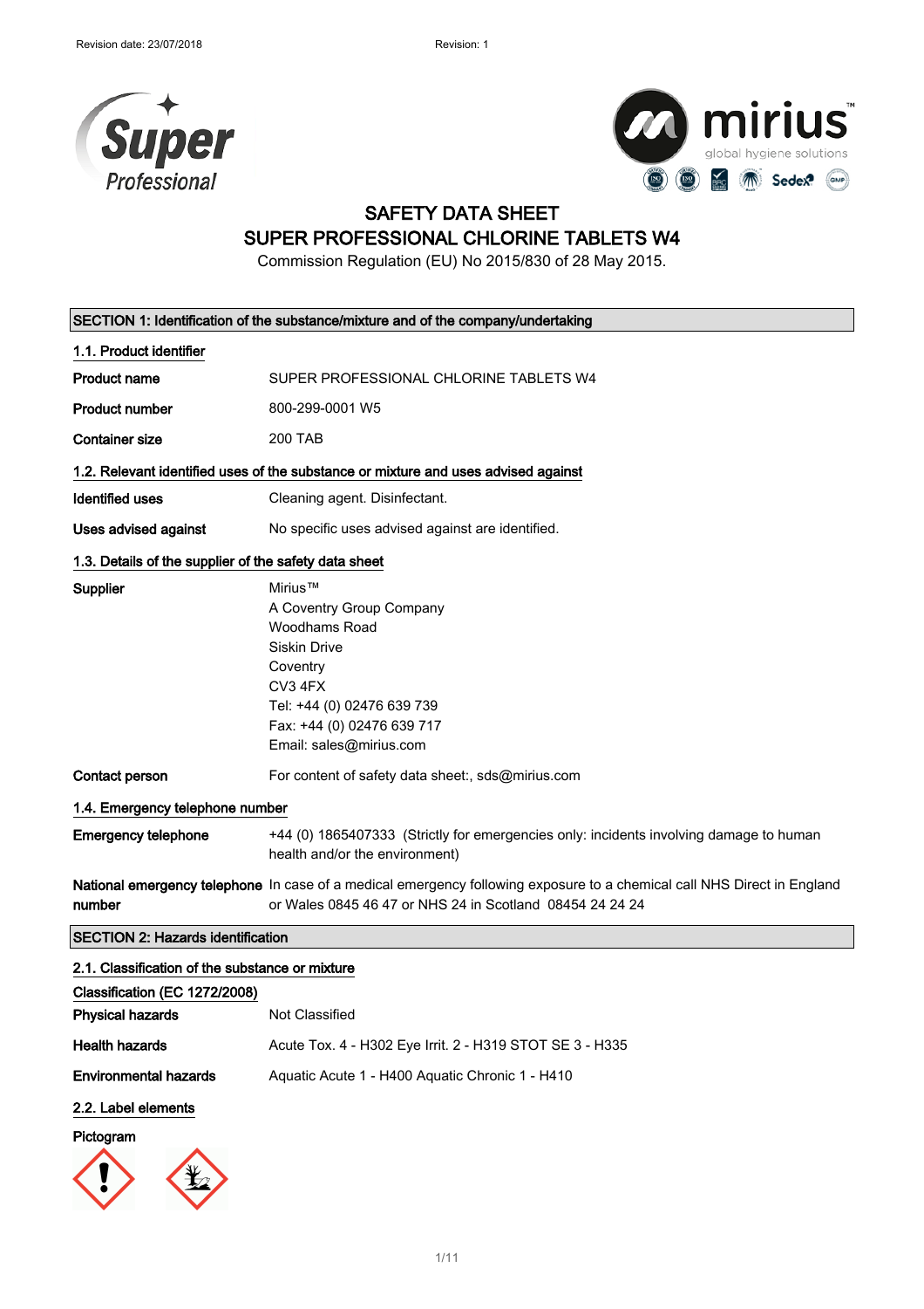Revision date: 23/07/2018 Revision: 1

# SAFETY DATA SHEET
# SUPER PROFESSIONAL CHLORINE TABLETS W4

Commission Regulation (EU) No 2015/830 of 28 May 2015.

## SECTION 1: Identification of the substance/mixture and of the company/undertaking

### 1.1. Product identifier

**Product name** SUPER PROFESSIONAL CHLORINE TABLETS W4

**Product number** 800-299-0001 W5

**Container size** 200 TAB

### 1.2. Relevant identified uses of the substance or mixture and uses advised against

**Identified uses** Cleaning agent. Disinfectant.

**Uses advised against** No specific uses advised against are identified.

### 1.3. Details of the supplier of the safety data sheet

**Supplier**
Mirius™
A Coventry Group Company
Woodhams Road
Siskin Drive
Coventry
CV3 4FX
Tel: +44 (0) 02476 639 739
Fax: +44 (0) 02476 639 717
Email: sales@mirius.com

**Contact person** For content of safety data sheet:, sds@mirius.com

### 1.4. Emergency telephone number

**Emergency telephone** +44 (0) 1865407333 (Strictly for emergencies only: incidents involving damage to human health and/or the environment)

**National emergency telephone number** In case of a medical emergency following exposure to a chemical call NHS Direct in England or Wales 0845 46 47 or NHS 24 in Scotland 08454 24 24 24

## SECTION 2: Hazards identification

### 2.1. Classification of the substance or mixture

**Classification (EC 1272/2008)**

**Physical hazards** Not Classified

**Health hazards** Acute Tox. 4 - H302 Eye Irrit. 2 - H319 STOT SE 3 - H335

**Environmental hazards** Aquatic Acute 1 - H400 Aquatic Chronic 1 - H410

### 2.2. Label elements

**Pictogram**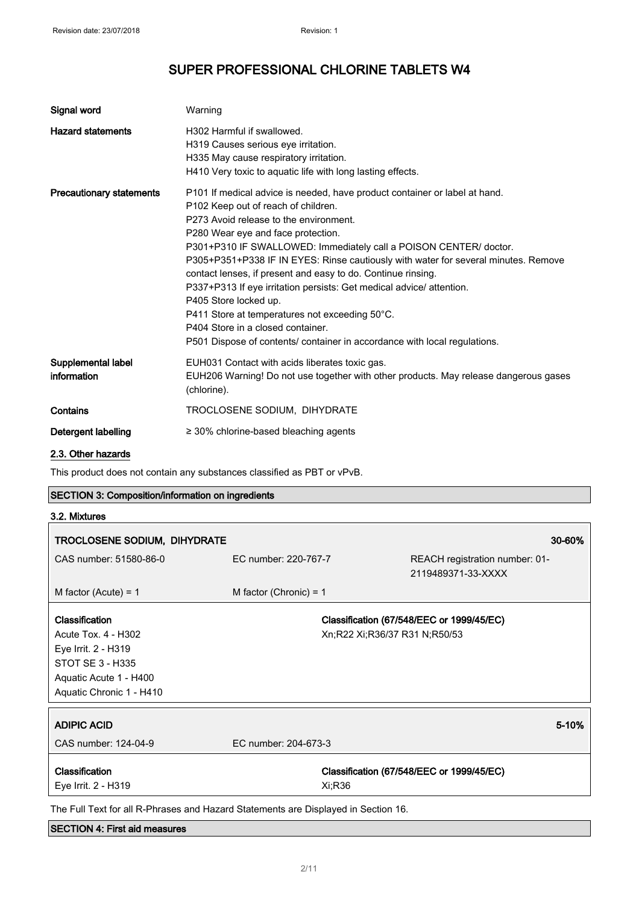| | |
|---|---|
| **Signal word** | Warning |
| **Hazard statements** | H302 Harmful if swallowed.<br>H319 Causes serious eye irritation.<br>H335 May cause respiratory irritation.<br>H410 Very toxic to aquatic life with long lasting effects. |
| **Precautionary statements** | P101 If medical advice is needed, have product container or label at hand.<br>P102 Keep out of reach of children.<br>P273 Avoid release to the environment.<br>P280 Wear eye and face protection.<br>P301+P310 IF SWALLOWED: Immediately call a POISON CENTER/ doctor.<br>P305+P351+P338 IF IN EYES: Rinse cautiously with water for several minutes. Remove contact lenses, if present and easy to do. Continue rinsing.<br>P337+P313 If eye irritation persists: Get medical advice/ attention.<br>P405 Store locked up.<br>P411 Store at temperatures not exceeding 50°C.<br>P404 Store in a closed container.<br>P501 Dispose of contents/ container in accordance with local regulations. |
| **Supplemental label information** | EUH031 Contact with acids liberates toxic gas.<br>EUH206 Warning! Do not use together with other products. May release dangerous gases (chlorine). |
| **Contains** | TROCLOSENE SODIUM, DIHYDRATE |
| **Detergent labelling** | ≥ 30% chlorine-based bleaching agents |

### 2.3. Other hazards

This product does not contain any substances classified as PBT or vPvB.

## SECTION 3: Composition/information on ingredients

### 3.2. Mixtures

| **TROCLOSENE SODIUM, DIHYDRATE** | | **30-60%** |
|---|---|---|
| CAS number: 51580-86-0 | EC number: 220-767-7 | REACH registration number: 01-2119489371-33-XXXX |
| M factor (Acute) = 1 | M factor (Chronic) = 1 | |
| **Classification**<br>Acute Tox. 4 - H302<br>Eye Irrit. 2 - H319<br>STOT SE 3 - H335<br>Aquatic Acute 1 - H400<br>Aquatic Chronic 1 - H410 | **Classification (67/548/EEC or 1999/45/EC)**<br>Xn;R22 Xi;R36/37 R31 N;R50/53 | |

| **ADIPIC ACID** | | **5-10%** |
|---|---|---|
| CAS number: 124-04-9 | EC number: 204-673-3 | |
| **Classification**<br>Eye Irrit. 2 - H319 | **Classification (67/548/EEC or 1999/45/EC)**<br>Xi;R36 | |

The Full Text for all R-Phrases and Hazard Statements are Displayed in Section 16.

## SECTION 4: First aid measures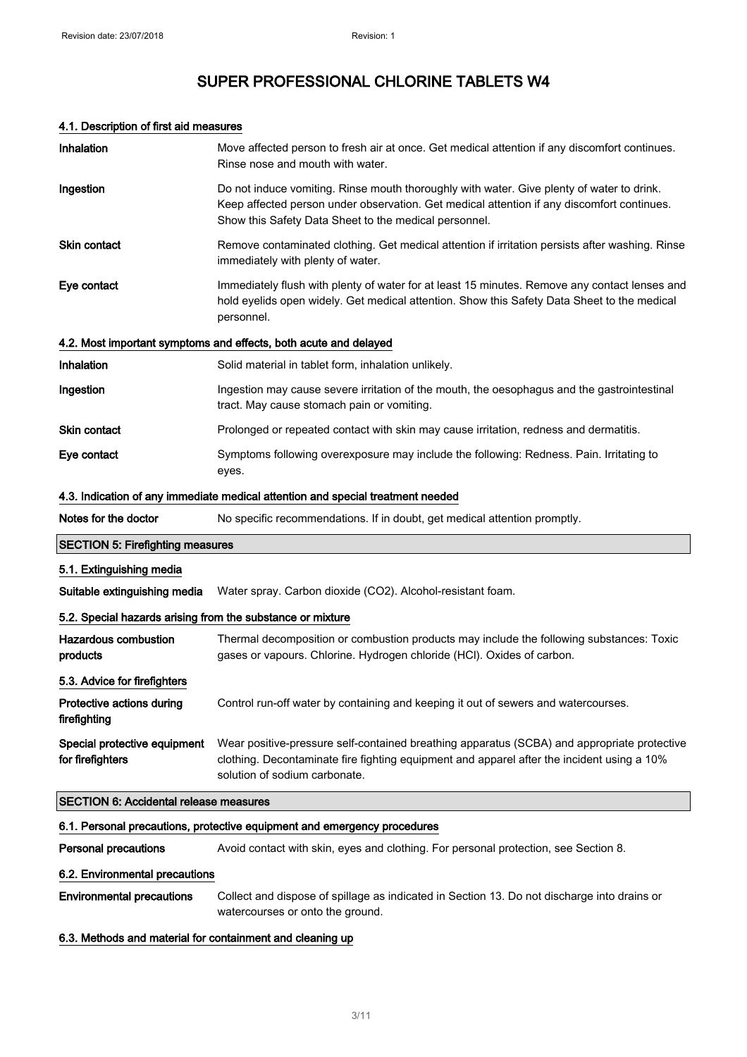# SUPER PROFESSIONAL CHLORINE TABLETS W4

#### 4.1. Description of first aid measures

| | |
|---|---|
| **Inhalation** | Move affected person to fresh air at once. Get medical attention if any discomfort continues. Rinse nose and mouth with water. |
| **Ingestion** | Do not induce vomiting. Rinse mouth thoroughly with water. Give plenty of water to drink. Keep affected person under observation. Get medical attention if any discomfort continues. Show this Safety Data Sheet to the medical personnel. |
| **Skin contact** | Remove contaminated clothing. Get medical attention if irritation persists after washing. Rinse immediately with plenty of water. |
| **Eye contact** | Immediately flush with plenty of water for at least 15 minutes. Remove any contact lenses and hold eyelids open widely. Get medical attention. Show this Safety Data Sheet to the medical personnel. |

#### 4.2. Most important symptoms and effects, both acute and delayed

| | |
|---|---|
| **Inhalation** | Solid material in tablet form, inhalation unlikely. |
| **Ingestion** | Ingestion may cause severe irritation of the mouth, the oesophagus and the gastrointestinal tract. May cause stomach pain or vomiting. |
| **Skin contact** | Prolonged or repeated contact with skin may cause irritation, redness and dermatitis. |
| **Eye contact** | Symptoms following overexposure may include the following: Redness. Pain. Irritating to eyes. |

#### 4.3. Indication of any immediate medical attention and special treatment needed

| | |
|---|---|
| **Notes for the doctor** | No specific recommendations. If in doubt, get medical attention promptly. |

## SECTION 5: Firefighting measures

#### 5.1. Extinguishing media

| | |
|---|---|
| **Suitable extinguishing media** | Water spray. Carbon dioxide ($CO_2$). Alcohol-resistant foam. |

#### 5.2. Special hazards arising from the substance or mixture

| | |
|---|---|
| **Hazardous combustion products** | Thermal decomposition or combustion products may include the following substances: Toxic gases or vapours. Chlorine. Hydrogen chloride (HCl). Oxides of carbon. |

#### 5.3. Advice for firefighters

| | |
|---|---|
| **Protective actions during firefighting** | Control run-off water by containing and keeping it out of sewers and watercourses. |
| **Special protective equipment for firefighters** | Wear positive-pressure self-contained breathing apparatus (SCBA) and appropriate protective clothing. Decontaminate fire fighting equipment and apparel after the incident using a 10% solution of sodium carbonate. |

## SECTION 6: Accidental release measures

#### 6.1. Personal precautions, protective equipment and emergency procedures

| | |
|---|---|
| **Personal precautions** | Avoid contact with skin, eyes and clothing. For personal protection, see Section 8. |

#### 6.2. Environmental precautions

| | |
|---|---|
| **Environmental precautions** | Collect and dispose of spillage as indicated in Section 13. Do not discharge into drains or watercourses or onto the ground. |

#### 6.3. Methods and material for containment and cleaning up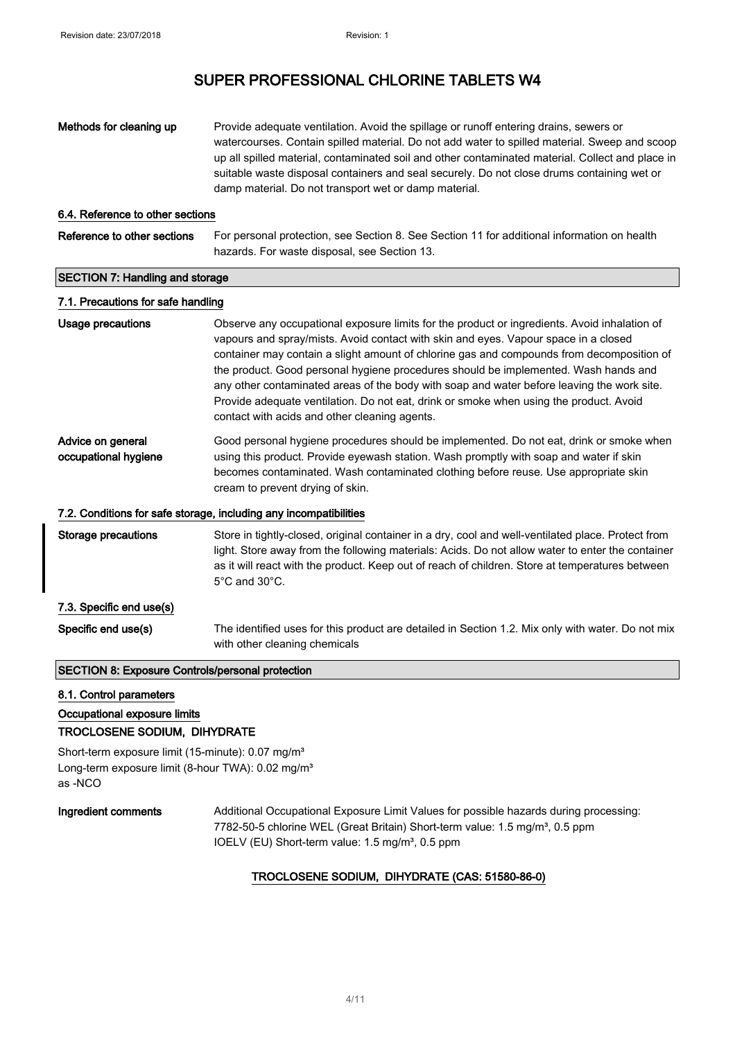| | |
|---|---|
| **Methods for cleaning up** | Provide adequate ventilation. Avoid the spillage or runoff entering drains, sewers or watercourses. Contain spilled material. Do not add water to spilled material. Sweep and scoop up all spilled material, contaminated soil and other contaminated material. Collect and place in suitable waste disposal containers and seal securely. Do not close drums containing wet or damp material. Do not transport wet or damp material. |

### 6.4. Reference to other sections

| | |
|---|---|
| **Reference to other sections** | For personal protection, see Section 8. See Section 11 for additional information on health hazards. For waste disposal, see Section 13. |

## SECTION 7: Handling and storage

### 7.1. Precautions for safe handling

| | |
|---|---|
| **Usage precautions** | Observe any occupational exposure limits for the product or ingredients. Avoid inhalation of vapours and spray/mists. Avoid contact with skin and eyes. Vapour space in a closed container may contain a slight amount of chlorine gas and compounds from decomposition of the product. Good personal hygiene procedures should be implemented. Wash hands and any other contaminated areas of the body with soap and water before leaving the work site. Provide adequate ventilation. Do not eat, drink or smoke when using the product. Avoid contact with acids and other cleaning agents. |
| **Advice on general occupational hygiene** | Good personal hygiene procedures should be implemented. Do not eat, drink or smoke when using this product. Provide eyewash station. Wash promptly with soap and water if skin becomes contaminated. Wash contaminated clothing before reuse. Use appropriate skin cream to prevent drying of skin. |

### 7.2. Conditions for safe storage, including any incompatibilities

| | |
|---|---|
| **Storage precautions** | Store in tightly-closed, original container in a dry, cool and well-ventilated place. Protect from light. Store away from the following materials: Acids. Do not allow water to enter the container as it will react with the product. Keep out of reach of children. Store at temperatures between 5°C and 30°C. |

### 7.3. Specific end use(s)

| | |
|---|---|
| **Specific end use(s)** | The identified uses for this product are detailed in Section 1.2. Mix only with water. Do not mix with other cleaning chemicals |

## SECTION 8: Exposure Controls/personal protection

### 8.1. Control parameters

**Occupational exposure limits**

**TROCLOSENE SODIUM, DIHYDRATE**

Short-term exposure limit (15-minute): 0.07 mg/m³
Long-term exposure limit (8-hour TWA): 0.02 mg/m³
as -NCO

| | |
|---|---|
| **Ingredient comments** | Additional Occupational Exposure Limit Values for possible hazards during processing: 7782-50-5 chlorine WEL (Great Britain) Short-term value: 1.5 mg/m³, 0.5 ppm<br>IOELV (EU) Short-term value: 1.5 mg/m³, 0.5 ppm |

**TROCLOSENE SODIUM, DIHYDRATE (CAS: 51580-86-0)**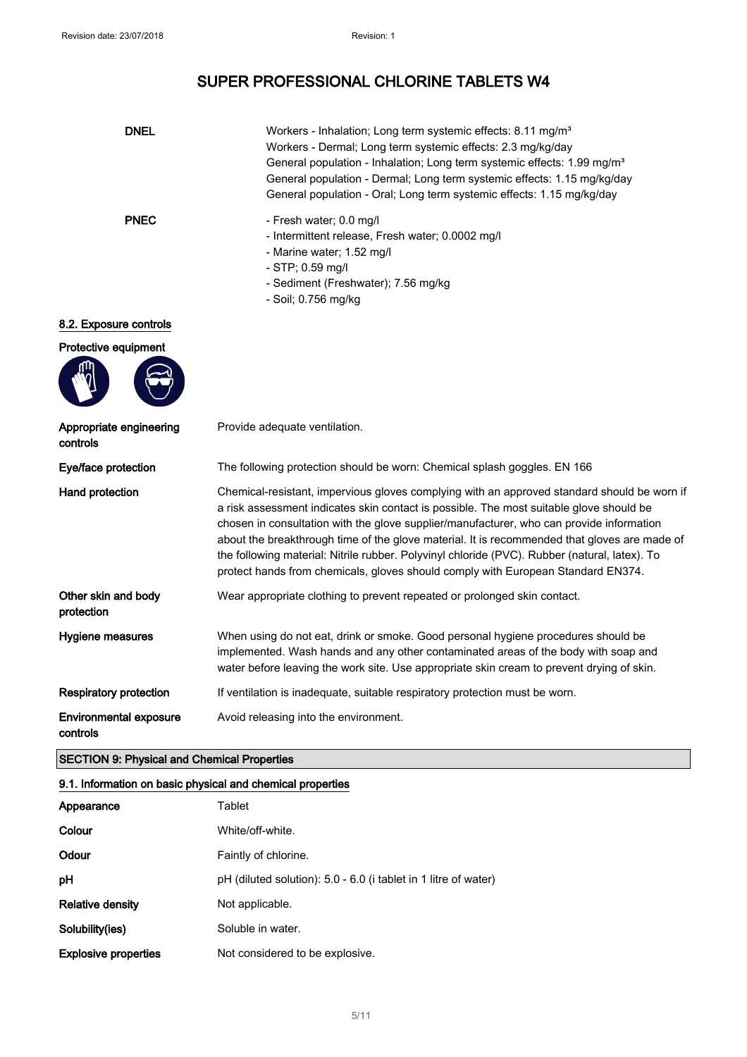| | |
|---|---|
| **DNEL** | Workers - Inhalation; Long term systemic effects: 8.11 mg/m³<br>Workers - Dermal; Long term systemic effects: 2.3 mg/kg/day<br>General population - Inhalation; Long term systemic effects: 1.99 mg/m³<br>General population - Dermal; Long term systemic effects: 1.15 mg/kg/day<br>General population - Oral; Long term systemic effects: 1.15 mg/kg/day |
| **PNEC** | - Fresh water; 0.0 mg/l<br>- Intermittent release, Fresh water; 0.0002 mg/l<br>- Marine water; 1.52 mg/l<br>- STP; 0.59 mg/l<br>- Sediment (Freshwater); 7.56 mg/kg<br>- Soil; 0.756 mg/kg |

### 8.2. Exposure controls

**Protective equipment**

| | |
|---|---|
| **Appropriate engineering controls** | Provide adequate ventilation. |
| **Eye/face protection** | The following protection should be worn: Chemical splash goggles. EN 166 |
| **Hand protection** | Chemical-resistant, impervious gloves complying with an approved standard should be worn if a risk assessment indicates skin contact is possible. The most suitable glove should be chosen in consultation with the glove supplier/manufacturer, who can provide information about the breakthrough time of the glove material. It is recommended that gloves are made of the following material: Nitrile rubber. Polyvinyl chloride (PVC). Rubber (natural, latex). To protect hands from chemicals, gloves should comply with European Standard EN374. |
| **Other skin and body protection** | Wear appropriate clothing to prevent repeated or prolonged skin contact. |
| **Hygiene measures** | When using do not eat, drink or smoke. Good personal hygiene procedures should be implemented. Wash hands and any other contaminated areas of the body with soap and water before leaving the work site. Use appropriate skin cream to prevent drying of skin. |
| **Respiratory protection** | If ventilation is inadequate, suitable respiratory protection must be worn. |
| **Environmental exposure controls** | Avoid releasing into the environment. |

## SECTION 9: Physical and Chemical Properties

### 9.1. Information on basic physical and chemical properties

| | |
|---|---|
| **Appearance** | Tablet |
| **Colour** | White/off-white. |
| **Odour** | Faintly of chlorine. |
| **pH** | pH (diluted solution): 5.0 - 6.0 (i tablet in 1 litre of water) |
| **Relative density** | Not applicable. |
| **Solubility(ies)** | Soluble in water. |
| **Explosive properties** | Not considered to be explosive. |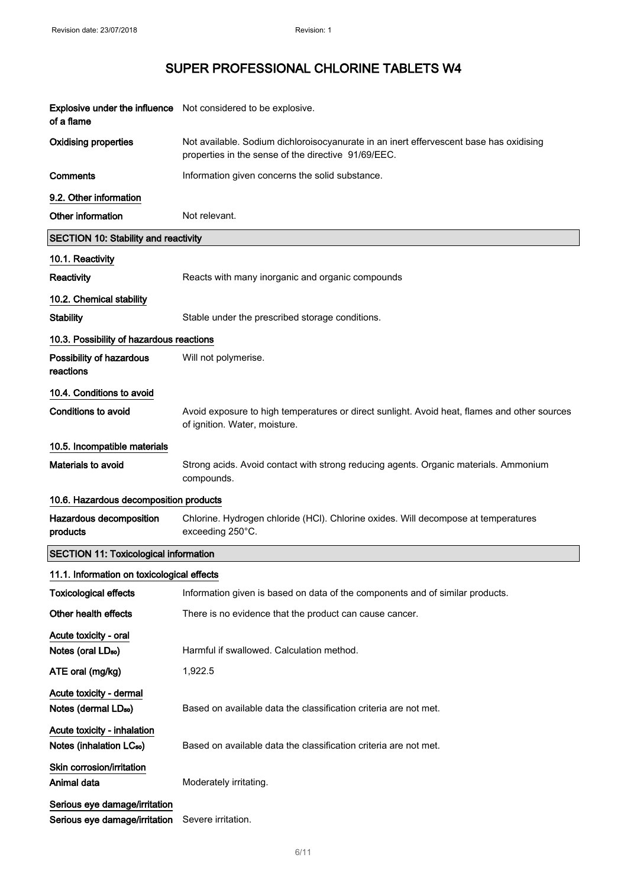| | |
|---|---|
| **Explosive under the influence of a flame** | Not considered to be explosive. |
| **Oxidising properties** | Not available. Sodium dichloroisocyanurate in an inert effervescent base has oxidising properties in the sense of the directive 91/69/EEC. |
| **Comments** | Information given concerns the solid substance. |

**9.2. Other information**

| | |
|---|---|
| **Other information** | Not relevant. |

## SECTION 10: Stability and reactivity

**10.1. Reactivity**

| | |
|---|---|
| **Reactivity** | Reacts with many inorganic and organic compounds |

**10.2. Chemical stability**

| | |
|---|---|
| **Stability** | Stable under the prescribed storage conditions. |

**10.3. Possibility of hazardous reactions**

| | |
|---|---|
| **Possibility of hazardous reactions** | Will not polymerise. |

**10.4. Conditions to avoid**

| | |
|---|---|
| **Conditions to avoid** | Avoid exposure to high temperatures or direct sunlight. Avoid heat, flames and other sources of ignition. Water, moisture. |

**10.5. Incompatible materials**

| | |
|---|---|
| **Materials to avoid** | Strong acids. Avoid contact with strong reducing agents. Organic materials. Ammonium compounds. |

**10.6. Hazardous decomposition products**

| | |
|---|---|
| **Hazardous decomposition products** | Chlorine. Hydrogen chloride (HCl). Chlorine oxides. Will decompose at temperatures exceeding 250°C. |

## SECTION 11: Toxicological information

**11.1. Information on toxicological effects**

| | |
|---|---|
| **Toxicological effects** | Information given is based on data of the components and of similar products. |
| **Other health effects** | There is no evidence that the product can cause cancer. |

**Acute toxicity - oral**

| | |
|---|---|
| **Notes (oral $LD_{50}$)** | Harmful if swallowed. Calculation method. |
| **ATE oral (mg/kg)** | 1,922.5 |

**Acute toxicity - dermal**

| | |
|---|---|
| **Notes (dermal $LD_{50}$)** | Based on available data the classification criteria are not met. |

**Acute toxicity - inhalation**

| | |
|---|---|
| **Notes (inhalation $LC_{50}$)** | Based on available data the classification criteria are not met. |

**Skin corrosion/irritation**

| | |
|---|---|
| **Animal data** | Moderately irritating. |

**Serious eye damage/irritation**

| | |
|---|---|
| **Serious eye damage/irritation** | Severe irritation. |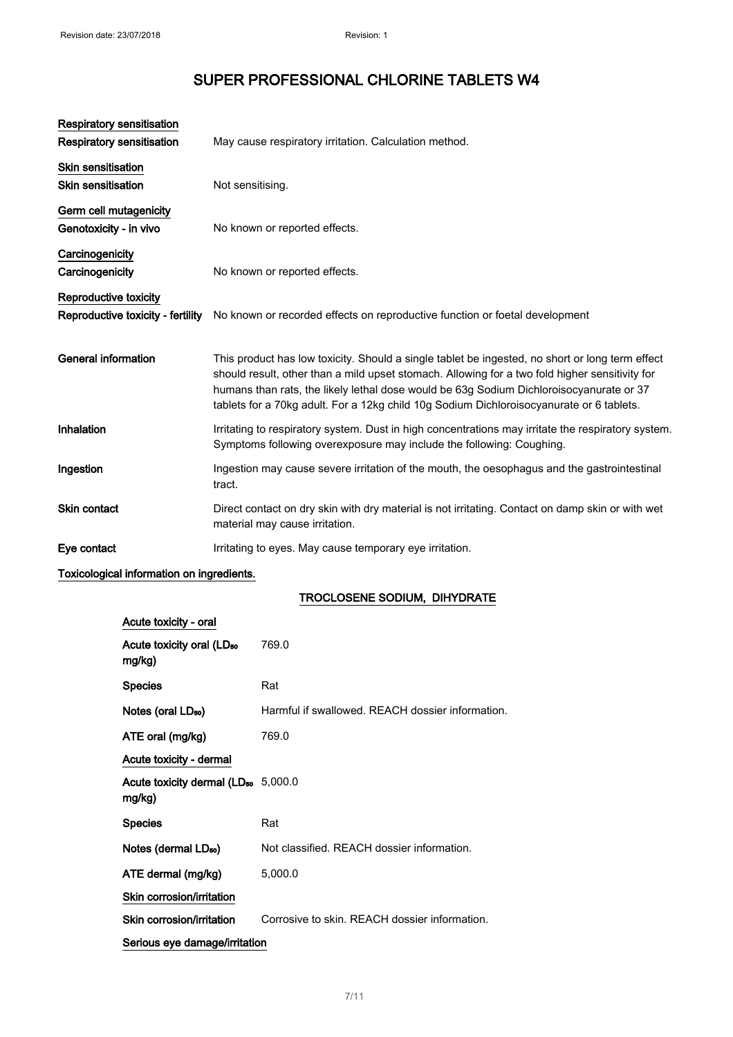# SUPER PROFESSIONAL CHLORINE TABLETS W4

**Respiratory sensitisation**

**Respiratory sensitisation** May cause respiratory irritation. Calculation method.

**Skin sensitisation**

**Skin sensitisation** Not sensitising.

**Germ cell mutagenicity**

**Genotoxicity - in vivo** No known or reported effects.

**Carcinogenicity**

**Carcinogenicity** No known or reported effects.

**Reproductive toxicity**

**Reproductive toxicity - fertility** No known or recorded effects on reproductive function or foetal development

**General information** This product has low toxicity. Should a single tablet be ingested, no short or long term effect should result, other than a mild upset stomach. Allowing for a two fold higher sensitivity for humans than rats, the likely lethal dose would be 63g Sodium Dichloroisocyanurate or 37 tablets for a 70kg adult. For a 12kg child 10g Sodium Dichloroisocyanurate or 6 tablets.

**Inhalation** Irritating to respiratory system. Dust in high concentrations may irritate the respiratory system. Symptoms following overexposure may include the following: Coughing.

**Ingestion** Ingestion may cause severe irritation of the mouth, the oesophagus and the gastrointestinal tract.

**Skin contact** Direct contact on dry skin with dry material is not irritating. Contact on damp skin or with wet material may cause irritation.

**Eye contact** Irritating to eyes. May cause temporary eye irritation.

**Toxicological information on ingredients.**

**TROCLOSENE SODIUM, DIHYDRATE**

**Acute toxicity - oral**

**Acute toxicity oral ($LD_{50}$ mg/kg)** 769.0

**Species** Rat

**Notes (oral $LD_{50}$)** Harmful if swallowed. REACH dossier information.

**ATE oral (mg/kg)** 769.0

**Acute toxicity - dermal**

**Acute toxicity dermal ($LD_{50}$ mg/kg)** 5,000.0

**Species** Rat

**Notes (dermal $LD_{50}$)** Not classified. REACH dossier information.

**ATE dermal (mg/kg)** 5,000.0

**Skin corrosion/irritation**

**Skin corrosion/irritation** Corrosive to skin. REACH dossier information.

**Serious eye damage/irritation**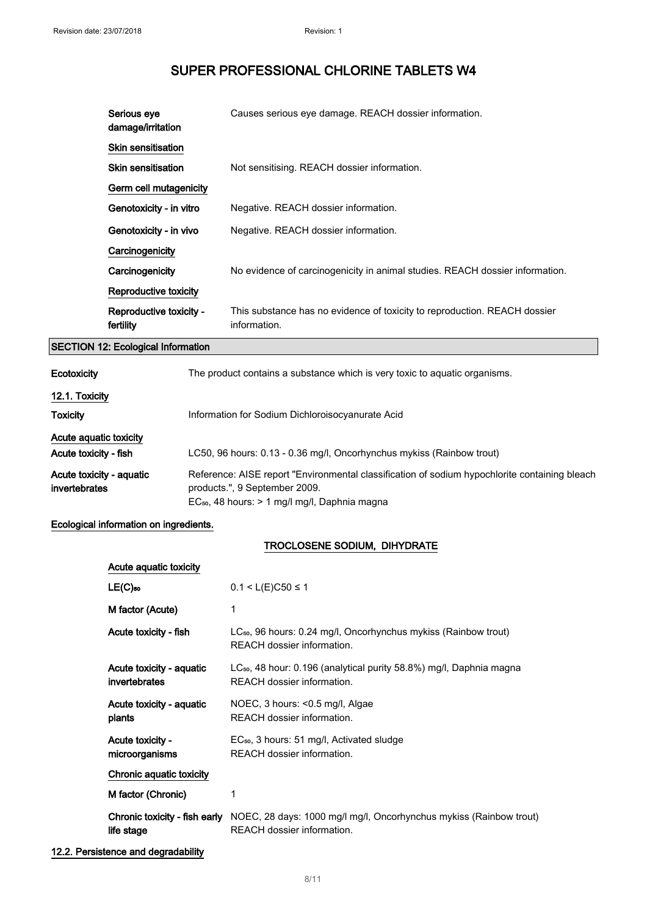| | |
|---|---|
| Serious eye damage/irritation | Causes serious eye damage. REACH dossier information. |
| **Skin sensitisation** | |
| Skin sensitisation | Not sensitising. REACH dossier information. |
| **Germ cell mutagenicity** | |
| Genotoxicity - in vitro | Negative. REACH dossier information. |
| Genotoxicity - in vivo | Negative. REACH dossier information. |
| **Carcinogenicity** | |
| Carcinogenicity | No evidence of carcinogenicity in animal studies. REACH dossier information. |
| **Reproductive toxicity** | |
| Reproductive toxicity - fertility | This substance has no evidence of toxicity to reproduction. REACH dossier information. |

## SECTION 12: Ecological Information

| | |
|---|---|
| **Ecotoxicity** | The product contains a substance which is very toxic to aquatic organisms. |

### 12.1. Toxicity

| | |
|---|---|
| **Toxicity** | Information for Sodium Dichloroisocyanurate Acid |
| **Acute aquatic toxicity** | |
| **Acute toxicity - fish** | LC50, 96 hours: 0.13 - 0.36 mg/l, Oncorhynchus mykiss (Rainbow trout) |
| **Acute toxicity - aquatic invertebrates** | Reference: AISE report "Environmental classification of sodium hypochlorite containing bleach products.", 9 September 2009.<br>$EC_{50}$, 48 hours: > 1 mg/l mg/l, Daphnia magna |

**Ecological information on ingredients.**

**TROCLOSENE SODIUM, DIHYDRATE**

| | |
|---|---|
| **Acute aquatic toxicity** | |
| $LE(C)_{50}$ | $0.1 < L(E)C50 \leq 1$ |
| M factor (Acute) | 1 |
| Acute toxicity - fish | $LC_{50}$, 96 hours: 0.24 mg/l, Oncorhynchus mykiss (Rainbow trout)<br>REACH dossier information. |
| Acute toxicity - aquatic invertebrates | $LC_{50}$, 48 hour: 0.196 (analytical purity 58.8%) mg/l, Daphnia magna<br>REACH dossier information. |
| Acute toxicity - aquatic plants | NOEC, 3 hours: <0.5 mg/l, Algae<br>REACH dossier information. |
| Acute toxicity - microorganisms | $EC_{50}$, 3 hours: 51 mg/l, Activated sludge<br>REACH dossier information. |
| **Chronic aquatic toxicity** | |
| M factor (Chronic) | 1 |
| Chronic toxicity - fish early life stage | NOEC, 28 days: 1000 mg/l mg/l, Oncorhynchus mykiss (Rainbow trout)<br>REACH dossier information. |

### 12.2. Persistence and degradability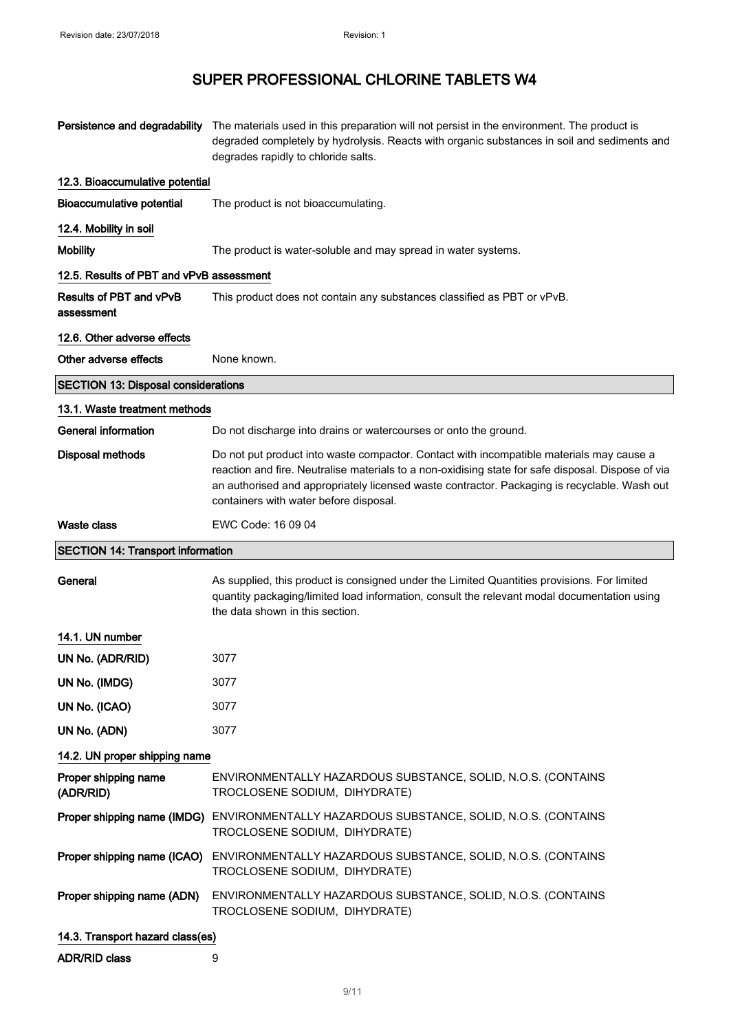# SUPER PROFESSIONAL CHLORINE TABLETS W4

**Persistence and degradability** The materials used in this preparation will not persist in the environment. The product is degraded completely by hydrolysis. Reacts with organic substances in soil and sediments and degrades rapidly to chloride salts.

### 12.3. Bioaccumulative potential

**Bioaccumulative potential** The product is not bioaccumulating.

### 12.4. Mobility in soil

**Mobility** The product is water-soluble and may spread in water systems.

### 12.5. Results of PBT and vPvB assessment

**Results of PBT and vPvB assessment** This product does not contain any substances classified as PBT or vPvB.

### 12.6. Other adverse effects

**Other adverse effects** None known.

## SECTION 13: Disposal considerations

### 13.1. Waste treatment methods

**General information** Do not discharge into drains or watercourses or onto the ground.

**Disposal methods** Do not put product into waste compactor. Contact with incompatible materials may cause a reaction and fire. Neutralise materials to a non-oxidising state for safe disposal. Dispose of via an authorised and appropriately licensed waste contractor. Packaging is recyclable. Wash out containers with water before disposal.

**Waste class** EWC Code: 16 09 04

## SECTION 14: Transport information

**General** As supplied, this product is consigned under the Limited Quantities provisions. For limited quantity packaging/limited load information, consult the relevant modal documentation using the data shown in this section.

### 14.1. UN number

**UN No. (ADR/RID)** 3077

**UN No. (IMDG)** 3077

**UN No. (ICAO)** 3077

**UN No. (ADN)** 3077

### 14.2. UN proper shipping name

**Proper shipping name (ADR/RID)** ENVIRONMENTALLY HAZARDOUS SUBSTANCE, SOLID, N.O.S. (CONTAINS TROCLOSENE SODIUM, DIHYDRATE)

**Proper shipping name (IMDG)** ENVIRONMENTALLY HAZARDOUS SUBSTANCE, SOLID, N.O.S. (CONTAINS TROCLOSENE SODIUM, DIHYDRATE)

**Proper shipping name (ICAO)** ENVIRONMENTALLY HAZARDOUS SUBSTANCE, SOLID, N.O.S. (CONTAINS TROCLOSENE SODIUM, DIHYDRATE)

**Proper shipping name (ADN)** ENVIRONMENTALLY HAZARDOUS SUBSTANCE, SOLID, N.O.S. (CONTAINS TROCLOSENE SODIUM, DIHYDRATE)

### 14.3. Transport hazard class(es)

**ADR/RID class** 9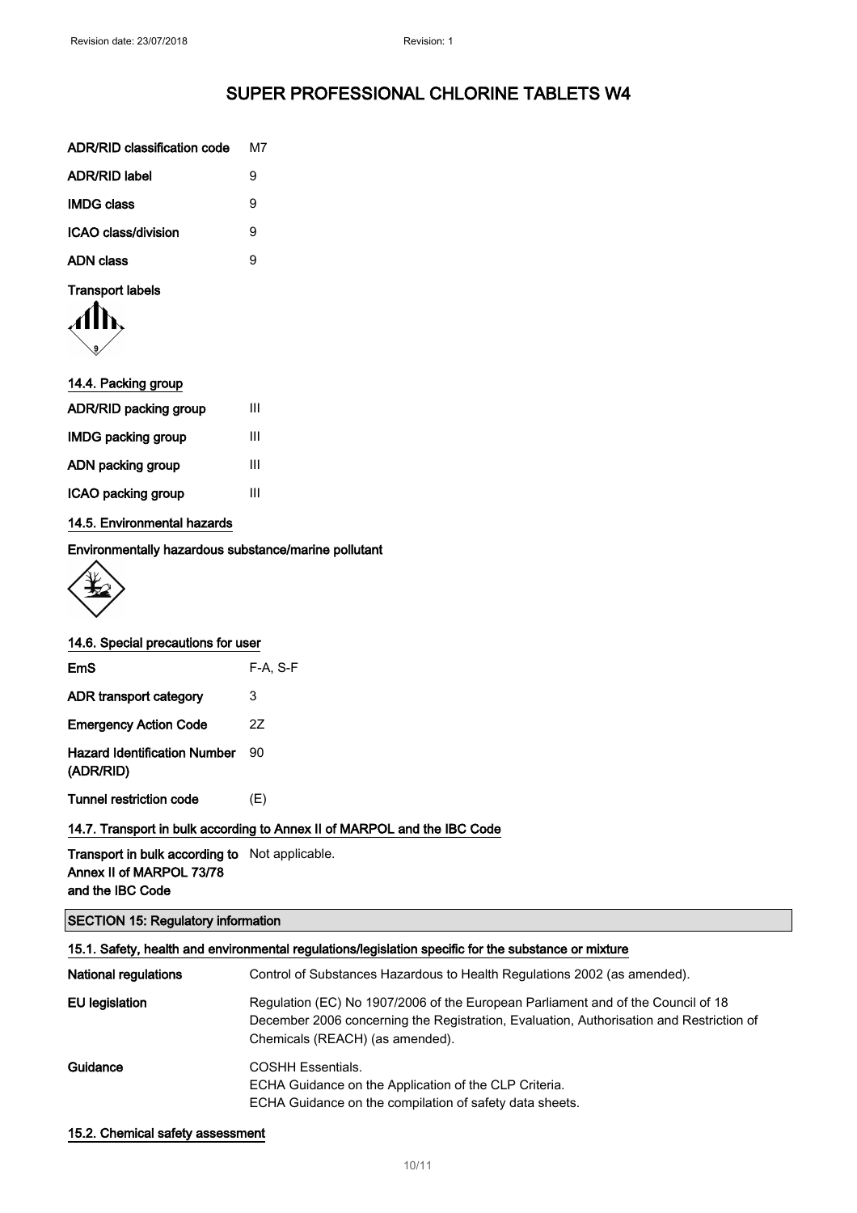| | |
|---|---|
| **ADR/RID classification code** | M7 |
| **ADR/RID label** | 9 |
| **IMDG class** | 9 |
| **ICAO class/division** | 9 |
| **ADN class** | 9 |

**Transport labels**

### 14.4. Packing group

| | |
|---|---|
| **ADR/RID packing group** | III |
| **IMDG packing group** | III |
| **ADN packing group** | III |
| **ICAO packing group** | III |

### 14.5. Environmental hazards

**Environmentally hazardous substance/marine pollutant**

### 14.6. Special precautions for user

| | |
|---|---|
| **EmS** | F-A, S-F |
| **ADR transport category** | 3 |
| **Emergency Action Code** | 2Z |
| **Hazard Identification Number (ADR/RID)** | 90 |
| **Tunnel restriction code** | (E) |

### 14.7. Transport in bulk according to Annex II of MARPOL and the IBC Code

| | |
|---|---|
| **Transport in bulk according to Annex II of MARPOL 73/78 and the IBC Code** | Not applicable. |

## SECTION 15: Regulatory information

### 15.1. Safety, health and environmental regulations/legislation specific for the substance or mixture

| | |
|---|---|
| **National regulations** | Control of Substances Hazardous to Health Regulations 2002 (as amended). |
| **EU legislation** | Regulation (EC) No 1907/2006 of the European Parliament and of the Council of 18 December 2006 concerning the Registration, Evaluation, Authorisation and Restriction of Chemicals (REACH) (as amended). |
| **Guidance** | COSHH Essentials.<br>ECHA Guidance on the Application of the CLP Criteria.<br>ECHA Guidance on the compilation of safety data sheets. |

### 15.2. Chemical safety assessment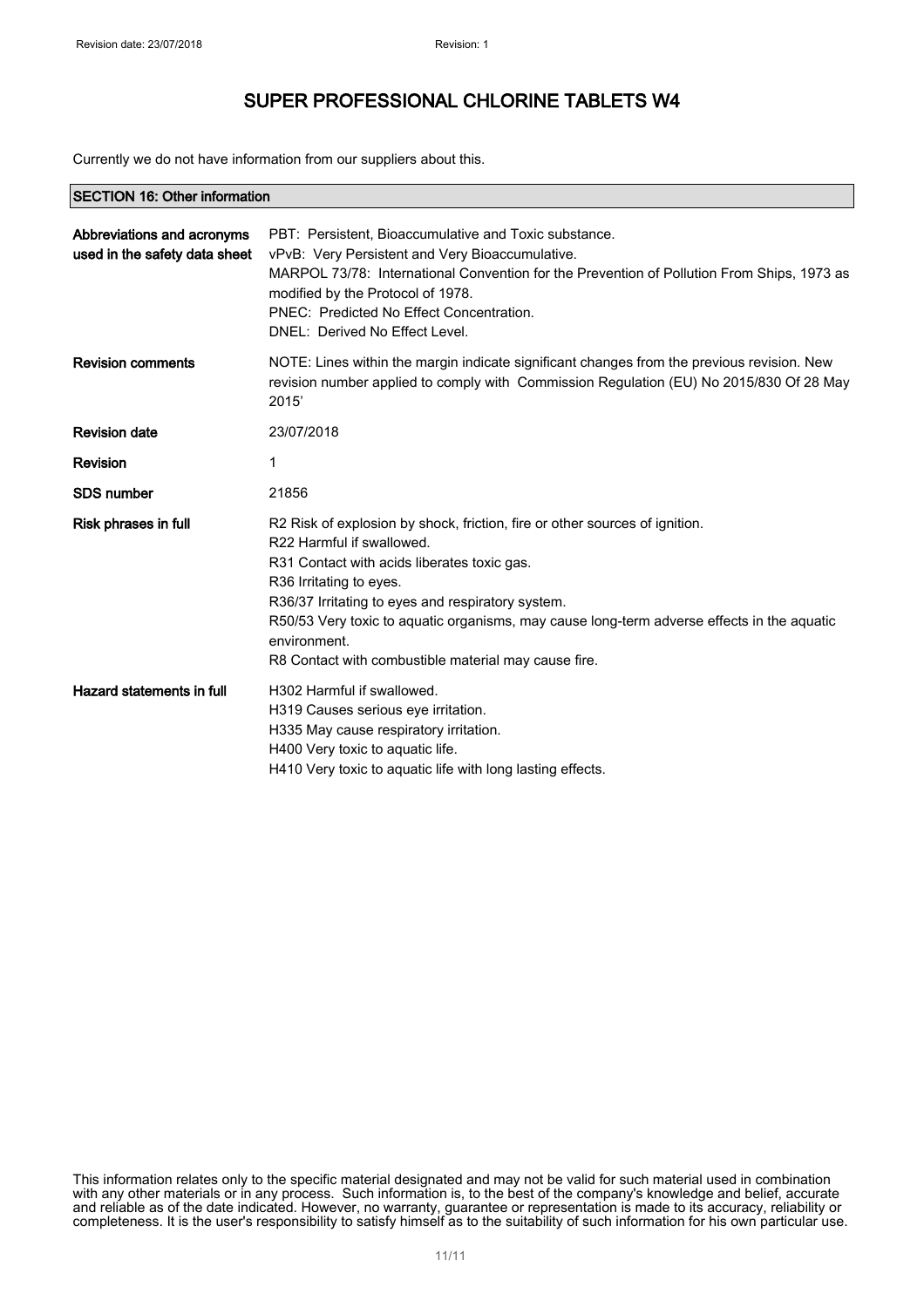# SUPER PROFESSIONAL CHLORINE TABLETS W4

Currently we do not have information from our suppliers about this.

## SECTION 16: Other information

| | |
|---|---|
| **Abbreviations and acronyms used in the safety data sheet** | PBT: Persistent, Bioaccumulative and Toxic substance.<br>vPvB: Very Persistent and Very Bioaccumulative.<br>MARPOL 73/78: International Convention for the Prevention of Pollution From Ships, 1973 as modified by the Protocol of 1978.<br>PNEC: Predicted No Effect Concentration.<br>DNEL: Derived No Effect Level. |
| **Revision comments** | NOTE: Lines within the margin indicate significant changes from the previous revision. New revision number applied to comply with Commission Regulation (EU) No 2015/830 Of 28 May 2015' |
| **Revision date** | 23/07/2018 |
| **Revision** | 1 |
| **SDS number** | 21856 |
| **Risk phrases in full** | R2 Risk of explosion by shock, friction, fire or other sources of ignition.<br>R22 Harmful if swallowed.<br>R31 Contact with acids liberates toxic gas.<br>R36 Irritating to eyes.<br>R36/37 Irritating to eyes and respiratory system.<br>R50/53 Very toxic to aquatic organisms, may cause long-term adverse effects in the aquatic environment.<br>R8 Contact with combustible material may cause fire. |
| **Hazard statements in full** | H302 Harmful if swallowed.<br>H319 Causes serious eye irritation.<br>H335 May cause respiratory irritation.<br>H400 Very toxic to aquatic life.<br>H410 Very toxic to aquatic life with long lasting effects. |

This information relates only to the specific material designated and may not be valid for such material used in combination with any other materials or in any process. Such information is, to the best of the company's knowledge and belief, accurate and reliable as of the date indicated. However, no warranty, guarantee or representation is made to its accuracy, reliability or completeness. It is the user's responsibility to satisfy himself as to the suitability of such information for his own particular use.